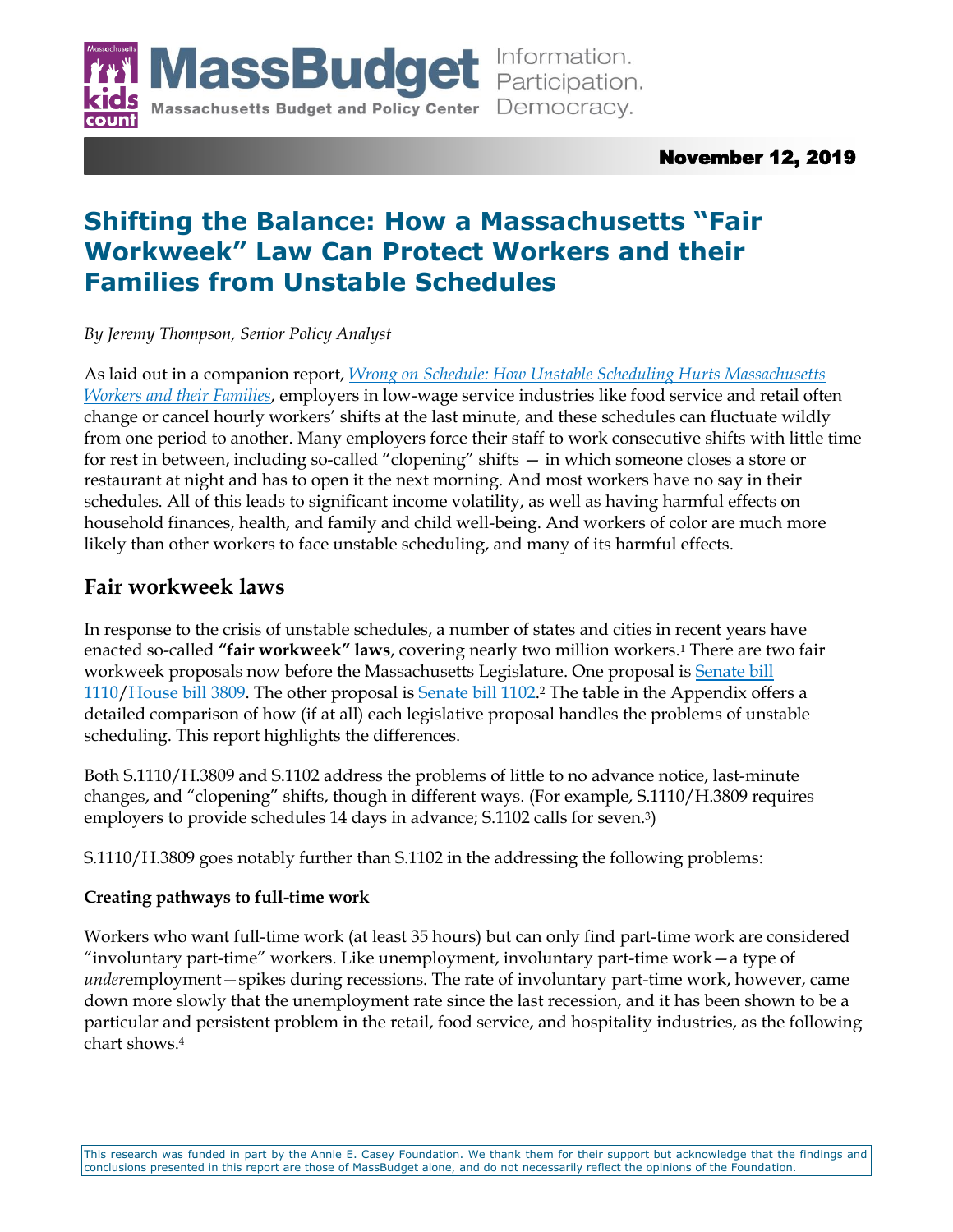November 12, 2019

# Shifting the Balance: How a Massachusetts "Fair Workweek" Law Can Protect Workers and their Families from Unstable Schedules

*By Jeremy Thompson, Senior Policy Analyst*

As laid out in a companion report, *Wrong on Schedule: How Unstable Scheduling Hurts Massachusetts Workers and their Families*, employers in low-wage service industries like food service and retail often change or cancel hourly workers' shifts at the last minute, and these schedules can fluctuate wildly from one period to another. Many employers force their staff to work consecutive shifts with little time for rest in between, including so-called "clopening" shifts — in which someone closes a store or restaurant at night and has to open it the next morning. And most workers have no say in their schedules. All of this leads to significant income volatility, as well as having harmful effects on household finances, health, and family and child well-being. And workers of color are much more likely than other workers to face unstable scheduling, and many of its harmful effects.

## Fair workweek laws

In response to the crisis of unstable schedules, a number of states and cities in recent years have enacted so-called **"fair workweek" laws**, covering nearly two million workers.[1] There are two fair workweek proposals now before the Massachusetts Legislature. One proposal is Senate bill 1110/House bill 3809. The other proposal is Senate bill 1102.[2] The table in the Appendix offers a detailed comparison of how (if at all) each legislative proposal handles the problems of unstable scheduling. This report highlights the differences.

Both S.1110/H.3809 and S.1102 address the problems of little to no advance notice, last-minute changes, and "clopening" shifts, though in different ways. (For example, S.1110/H.3809 requires employers to provide schedules 14 days in advance; S.1102 calls for seven.[3])

S.1110/H.3809 goes notably further than S.1102 in the addressing the following problems:

**Creating pathways to full-time work**

Workers who want full-time work (at least 35 hours) but can only find part-time work are considered "involuntary part-time" workers. Like unemployment, involuntary part-time work—a type of *under*employment—spikes during recessions. The rate of involuntary part-time work, however, came down more slowly that the unemployment rate since the last recession, and it has been shown to be a particular and persistent problem in the retail, food service, and hospitality industries, as the following chart shows.[4]

This research was funded in part by the Annie E. Casey Foundation. We thank them for their support but acknowledge that the findings and conclusions presented in this report are those of MassBudget alone, and do not necessarily reflect the opinions of the Foundation.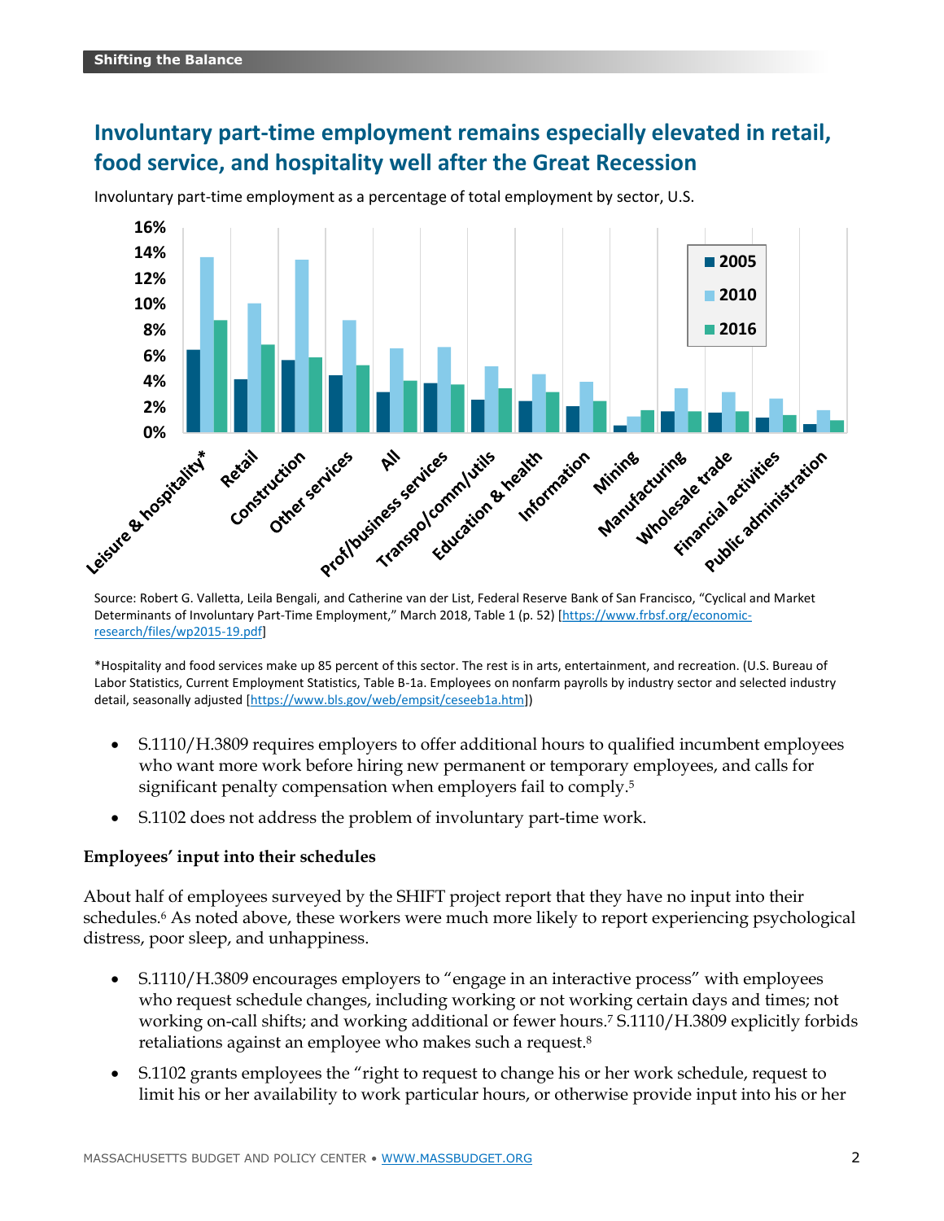## Involuntary part-time employment remains especially elevated in retail, food service, and hospitality well after the Great Recession

Involuntary part-time employment as a percentage of total employment by sector, U.S.

Source: Robert G. Valletta, Leila Bengali, and Catherine van der List, Federal Reserve Bank of San Francisco, "Cyclical and Market Determinants of Involuntary Part-Time Employment," March 2018, Table 1 (p. 52) [https://www.frbsf.org/economic-research/files/wp2015-19.pdf]

*Hospitality and food services make up 85 percent of this sector. The rest is in arts, entertainment, and recreation. (U.S. Bureau of Labor Statistics, Current Employment Statistics, Table B-1a. Employees on nonfarm payrolls by industry sector and selected industry detail, seasonally adjusted [https://www.bls.gov/web/empsit/ceseeb1a.htm])

- S.1110/H.3809 requires employers to offer additional hours to qualified incumbent employees who want more work before hiring new permanent or temporary employees, and calls for significant penalty compensation when employers fail to comply.[5]
- S.1102 does not address the problem of involuntary part-time work.

**Employees' input into their schedules**

About half of employees surveyed by the SHIFT project report that they have no input into their schedules.[6] As noted above, these workers were much more likely to report experiencing psychological distress, poor sleep, and unhappiness.

- S.1110/H.3809 encourages employers to "engage in an interactive process" with employees who request schedule changes, including working or not working certain days and times; not working on-call shifts; and working additional or fewer hours.[7] S.1110/H.3809 explicitly forbids retaliations against an employee who makes such a request.[8]
- S.1102 grants employees the "right to request to change his or her work schedule, request to limit his or her availability to work particular hours, or otherwise provide input into his or her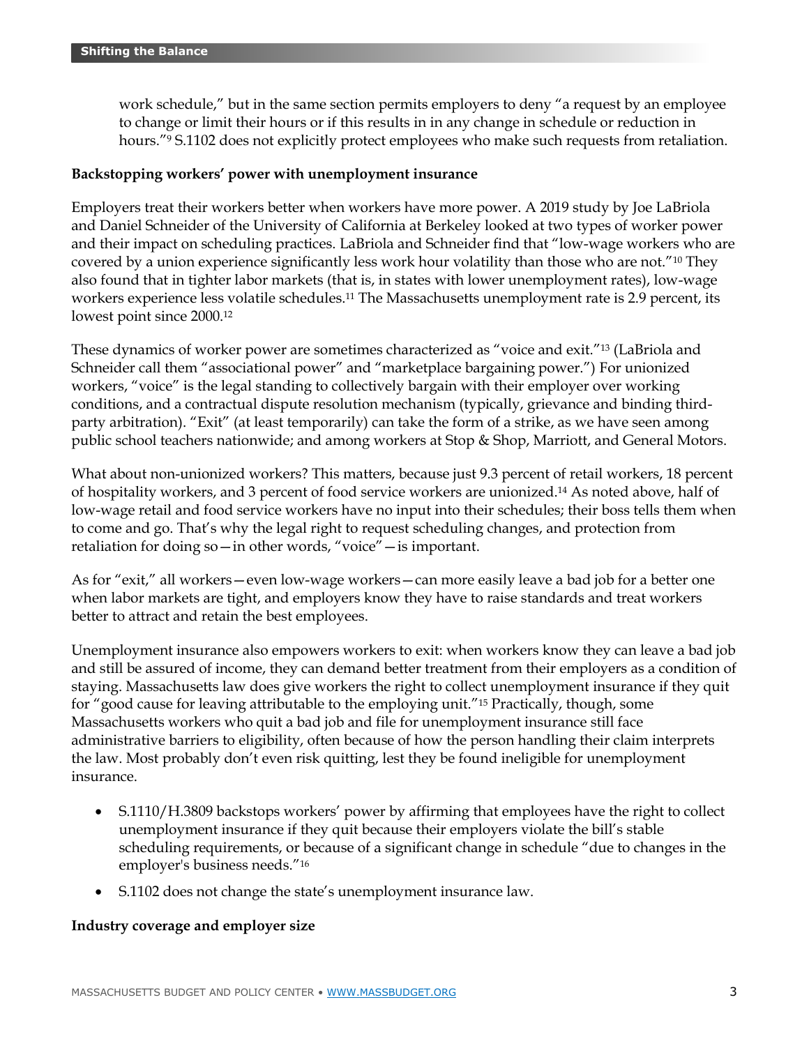work schedule," but in the same section permits employers to deny "a request by an employee to change or limit their hours or if this results in in any change in schedule or reduction in hours."[9] S.1102 does not explicitly protect employees who make such requests from retaliation.

**Backstopping workers' power with unemployment insurance**

Employers treat their workers better when workers have more power. A 2019 study by Joe LaBriola and Daniel Schneider of the University of California at Berkeley looked at two types of worker power and their impact on scheduling practices. LaBriola and Schneider find that "low-wage workers who are covered by a union experience significantly less work hour volatility than those who are not."[10] They also found that in tighter labor markets (that is, in states with lower unemployment rates), low-wage workers experience less volatile schedules.[11] The Massachusetts unemployment rate is 2.9 percent, its lowest point since 2000.[12]

These dynamics of worker power are sometimes characterized as "voice and exit."[13] (LaBriola and Schneider call them "associational power" and "marketplace bargaining power.") For unionized workers, "voice" is the legal standing to collectively bargain with their employer over working conditions, and a contractual dispute resolution mechanism (typically, grievance and binding third-party arbitration). "Exit" (at least temporarily) can take the form of a strike, as we have seen among public school teachers nationwide; and among workers at Stop & Shop, Marriott, and General Motors.

What about non-unionized workers? This matters, because just 9.3 percent of retail workers, 18 percent of hospitality workers, and 3 percent of food service workers are unionized.[14] As noted above, half of low-wage retail and food service workers have no input into their schedules; their boss tells them when to come and go. That's why the legal right to request scheduling changes, and protection from retaliation for doing so—in other words, "voice"—is important.

As for "exit," all workers—even low-wage workers—can more easily leave a bad job for a better one when labor markets are tight, and employers know they have to raise standards and treat workers better to attract and retain the best employees.

Unemployment insurance also empowers workers to exit: when workers know they can leave a bad job and still be assured of income, they can demand better treatment from their employers as a condition of staying. Massachusetts law does give workers the right to collect unemployment insurance if they quit for "good cause for leaving attributable to the employing unit."[15] Practically, though, some Massachusetts workers who quit a bad job and file for unemployment insurance still face administrative barriers to eligibility, often because of how the person handling their claim interprets the law. Most probably don't even risk quitting, lest they be found ineligible for unemployment insurance.

- S.1110/H.3809 backstops workers' power by affirming that employees have the right to collect unemployment insurance if they quit because their employers violate the bill's stable scheduling requirements, or because of a significant change in schedule "due to changes in the employer's business needs."[16]
- S.1102 does not change the state's unemployment insurance law.

**Industry coverage and employer size**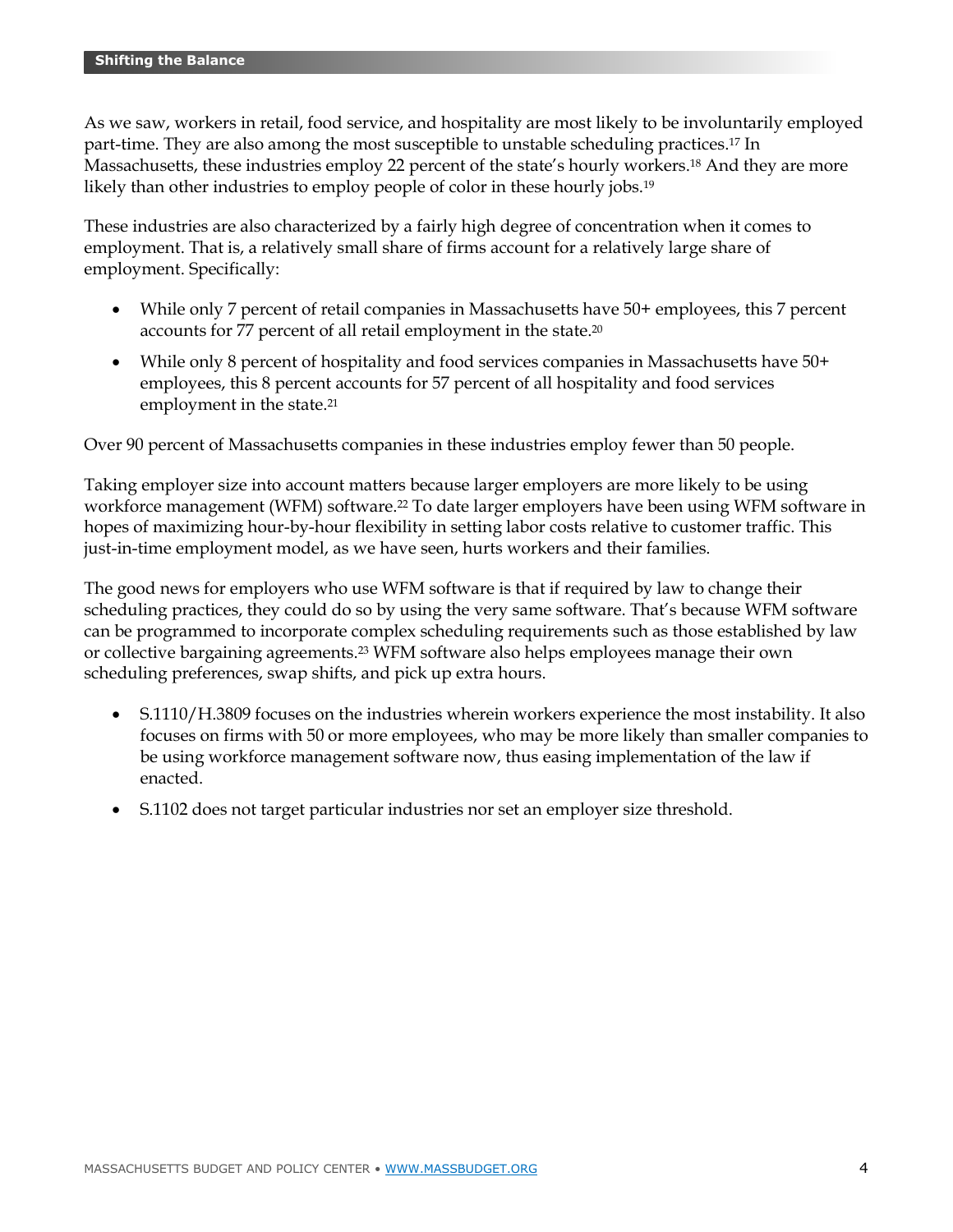As we saw, workers in retail, food service, and hospitality are most likely to be involuntarily employed part-time. They are also among the most susceptible to unstable scheduling practices.[17] In Massachusetts, these industries employ 22 percent of the state's hourly workers.[18] And they are more likely than other industries to employ people of color in these hourly jobs.[19]

These industries are also characterized by a fairly high degree of concentration when it comes to employment. That is, a relatively small share of firms account for a relatively large share of employment. Specifically:

- While only 7 percent of retail companies in Massachusetts have 50+ employees, this 7 percent accounts for 77 percent of all retail employment in the state.[20]
- While only 8 percent of hospitality and food services companies in Massachusetts have 50+ employees, this 8 percent accounts for 57 percent of all hospitality and food services employment in the state.[21]

Over 90 percent of Massachusetts companies in these industries employ fewer than 50 people.

Taking employer size into account matters because larger employers are more likely to be using workforce management (WFM) software.[22] To date larger employers have been using WFM software in hopes of maximizing hour-by-hour flexibility in setting labor costs relative to customer traffic. This just-in-time employment model, as we have seen, hurts workers and their families.

The good news for employers who use WFM software is that if required by law to change their scheduling practices, they could do so by using the very same software. That's because WFM software can be programmed to incorporate complex scheduling requirements such as those established by law or collective bargaining agreements.[23] WFM software also helps employees manage their own scheduling preferences, swap shifts, and pick up extra hours.

- S.1110/H.3809 focuses on the industries wherein workers experience the most instability. It also focuses on firms with 50 or more employees, who may be more likely than smaller companies to be using workforce management software now, thus easing implementation of the law if enacted.
- S.1102 does not target particular industries nor set an employer size threshold.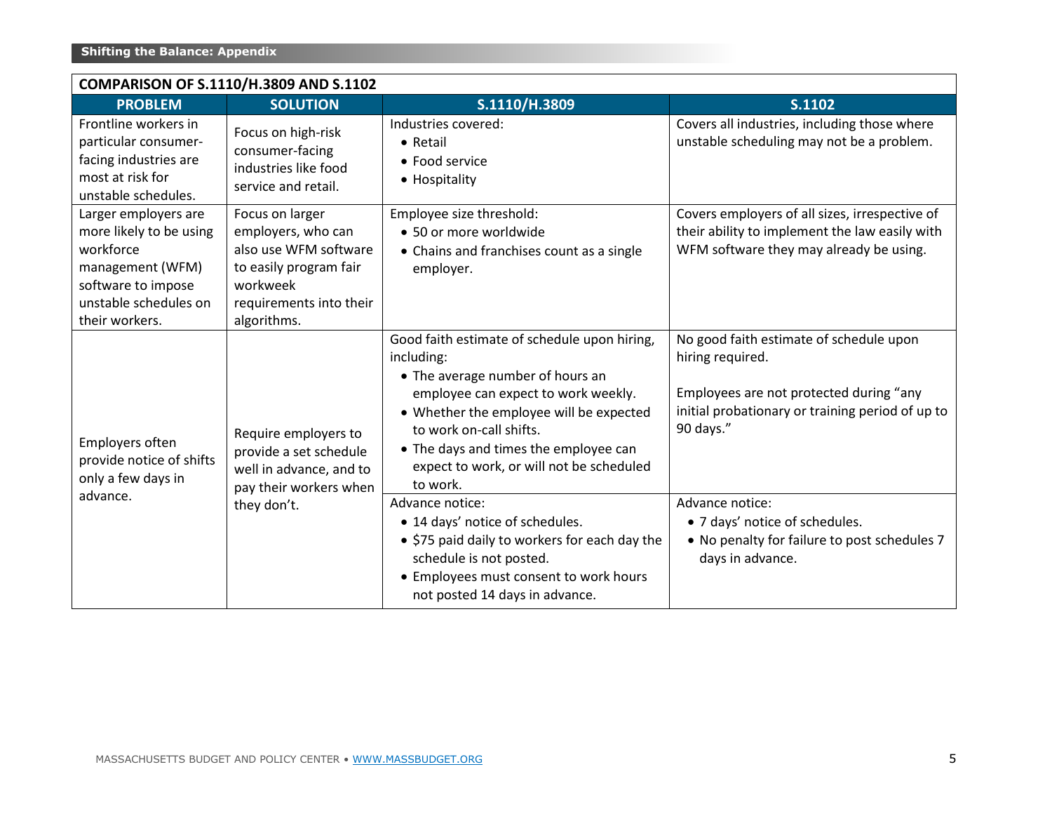| COMPARISON OF S.1110/H.3809 AND S.1102 | | | |
|---|---|---|---|
| **PROBLEM** | **SOLUTION** | **S.1110/H.3809** | **S.1102** |
| Frontline workers in particular consumer-facing industries are most at risk for unstable schedules. | Focus on high-risk consumer-facing industries like food service and retail. | Industries covered:<br>• Retail<br>• Food service<br>• Hospitality | Covers all industries, including those where unstable scheduling may not be a problem. |
| Larger employers are more likely to be using workforce management (WFM) software to impose unstable schedules on their workers. | Focus on larger employers, who can also use WFM software to easily program fair workweek requirements into their algorithms. | Employee size threshold:<br>• 50 or more worldwide<br>• Chains and franchises count as a single employer. | Covers employers of all sizes, irrespective of their ability to implement the law easily with WFM software they may already be using. |
| Employers often provide notice of shifts only a few days in advance. | Require employers to provide a set schedule well in advance, and to pay their workers when they don't. | Good faith estimate of schedule upon hiring, including:<br>• The average number of hours an employee can expect to work weekly.<br>• Whether the employee will be expected to work on-call shifts.<br>• The days and times the employee can expect to work, or will not be scheduled to work. | No good faith estimate of schedule upon hiring required.<br><br>Employees are not protected during "any initial probationary or training period of up to 90 days." |
| | | Advance notice:<br>• 14 days' notice of schedules.<br>• $75 paid daily to workers for each day the schedule is not posted.<br>• Employees must consent to work hours not posted 14 days in advance. | Advance notice:<br>• 7 days' notice of schedules.<br>• No penalty for failure to post schedules 7 days in advance. |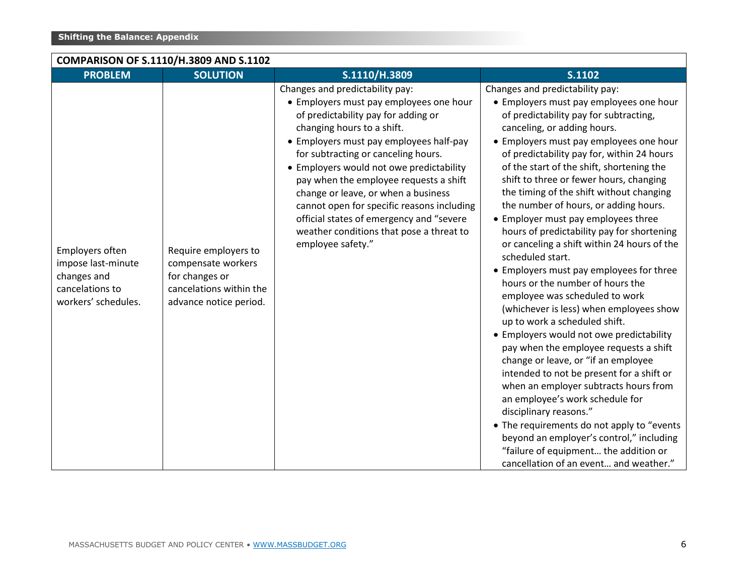| COMPARISON OF S.1110/H.3809 AND S.1102 | | | |
|---|---|---|---|
| **PROBLEM** | **SOLUTION** | **S.1110/H.3809** | **S.1102** |
| Employers often impose last-minute changes and cancelations to workers' schedules. | Require employers to compensate workers for changes or cancelations within the advance notice period. | Changes and predictability pay:<br>• Employers must pay employees one hour of predictability pay for adding or changing hours to a shift.<br>• Employers must pay employees half-pay for subtracting or canceling hours.<br>• Employers would not owe predictability pay when the employee requests a shift change or leave, or when a business cannot open for specific reasons including official states of emergency and "severe weather conditions that pose a threat to employee safety." | Changes and predictability pay:<br>• Employers must pay employees one hour of predictability pay for subtracting, canceling, or adding hours.<br>• Employers must pay employees one hour of predictability pay for, within 24 hours of the start of the shift, shortening the shift to three or fewer hours, changing the timing of the shift without changing the number of hours, or adding hours.<br>• Employer must pay employees three hours of predictability pay for shortening or canceling a shift within 24 hours of the scheduled start.<br>• Employers must pay employees for three hours or the number of hours the employee was scheduled to work (whichever is less) when employees show up to work a scheduled shift.<br>• Employers would not owe predictability pay when the employee requests a shift change or leave, or "if an employee intended to not be present for a shift or when an employer subtracts hours from an employee's work schedule for disciplinary reasons."<br>• The requirements do not apply to "events beyond an employer's control," including "failure of equipment… the addition or cancellation of an event… and weather." |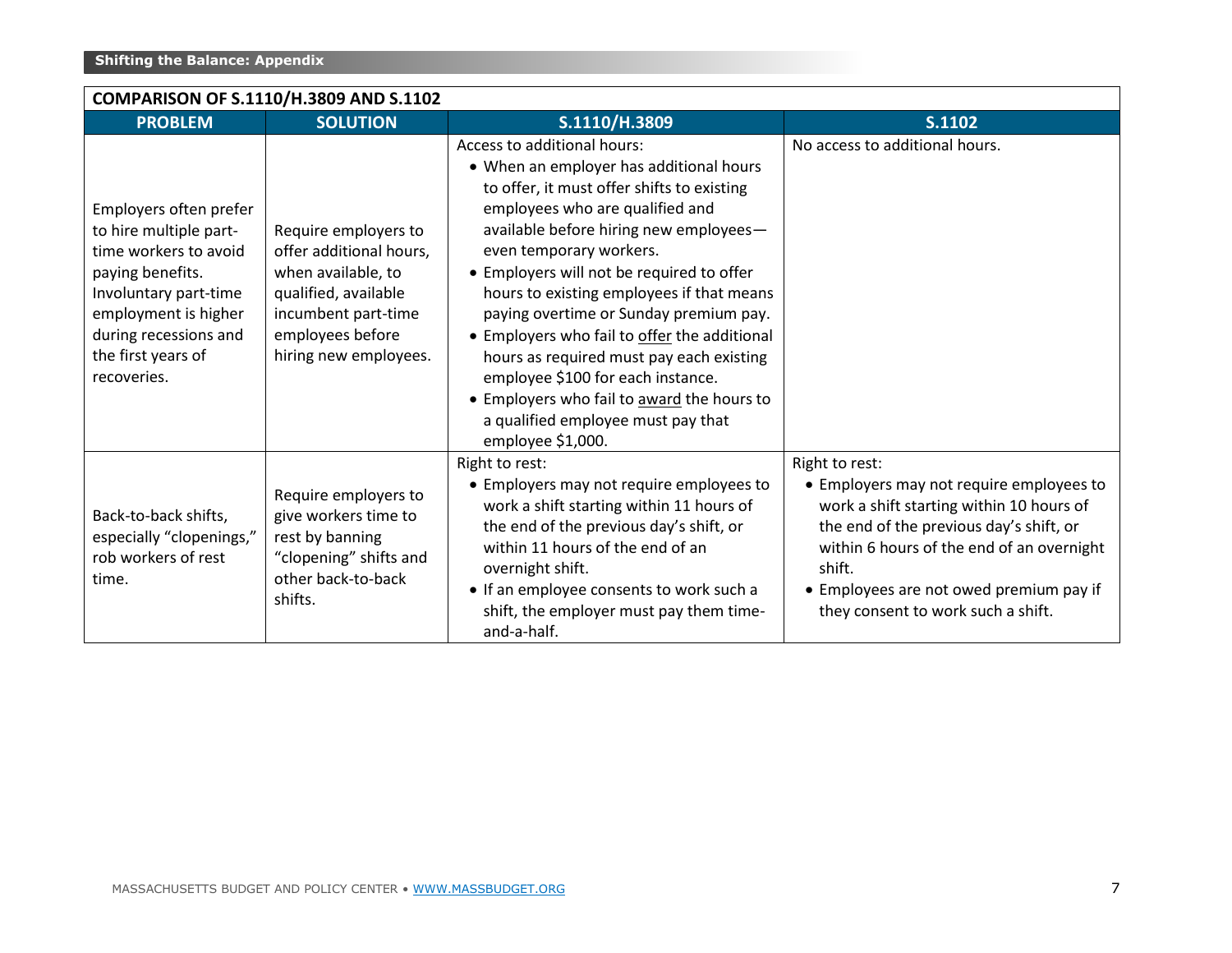| COMPARISON OF S.1110/H.3809 AND S.1102 | | | |
|---|---|---|---|
| **PROBLEM** | **SOLUTION** | **S.1110/H.3809** | **S.1102** |
| Employers often prefer to hire multiple part-time workers to avoid paying benefits. Involuntary part-time employment is higher during recessions and the first years of recoveries. | Require employers to offer additional hours, when available, to qualified, available incumbent part-time employees before hiring new employees. | Access to additional hours: <br>• When an employer has additional hours to offer, it must offer shifts to existing employees who are qualified and available before hiring new employees—even temporary workers. <br>• Employers will not be required to offer hours to existing employees if that means paying overtime or Sunday premium pay. <br>• Employers who fail to <u>offer</u> the additional hours as required must pay each existing employee $100 for each instance. <br>• Employers who fail to <u>award</u> the hours to a qualified employee must pay that employee $1,000. | No access to additional hours. |
| Back-to-back shifts, especially "clopenings," rob workers of rest time. | Require employers to give workers time to rest by banning "clopening" shifts and other back-to-back shifts. | Right to rest: <br>• Employers may not require employees to work a shift starting within 11 hours of the end of the previous day's shift, or within 11 hours of the end of an overnight shift. <br>• If an employee consents to work such a shift, the employer must pay them time-and-a-half. | Right to rest: <br>• Employers may not require employees to work a shift starting within 10 hours of the end of the previous day's shift, or within 6 hours of the end of an overnight shift. <br>• Employees are not owed premium pay if they consent to work such a shift. |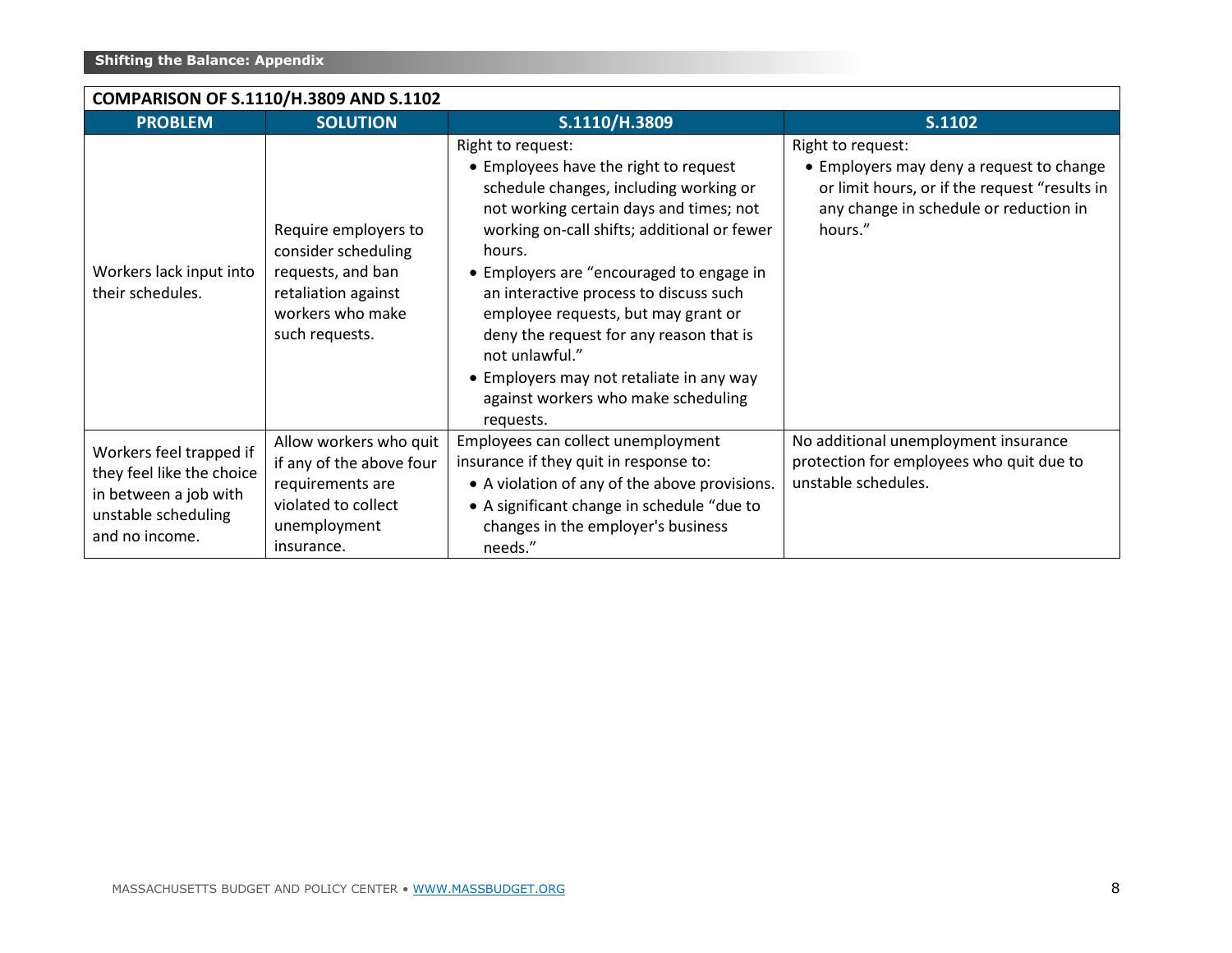**COMPARISON OF S.1110/H.3809 AND S.1102**

| PROBLEM | SOLUTION | S.1110/H.3809 | S.1102 |
|---|---|---|---|
| Workers lack input into their schedules. | Require employers to consider scheduling requests, and ban retaliation against workers who make such requests. | Right to request:<br>• Employees have the right to request schedule changes, including working or not working certain days and times; not working on-call shifts; additional or fewer hours.<br>• Employers are "encouraged to engage in an interactive process to discuss such employee requests, but may grant or deny the request for any reason that is not unlawful."<br>• Employers may not retaliate in any way against workers who make scheduling requests. | Right to request:<br>• Employers may deny a request to change or limit hours, or if the request "results in any change in schedule or reduction in hours." |
| Workers feel trapped if they feel like the choice in between a job with unstable scheduling and no income. | Allow workers who quit if any of the above four requirements are violated to collect unemployment insurance. | Employees can collect unemployment insurance if they quit in response to:<br>• A violation of any of the above provisions.<br>• A significant change in schedule "due to changes in the employer's business needs." | No additional unemployment insurance protection for employees who quit due to unstable schedules. |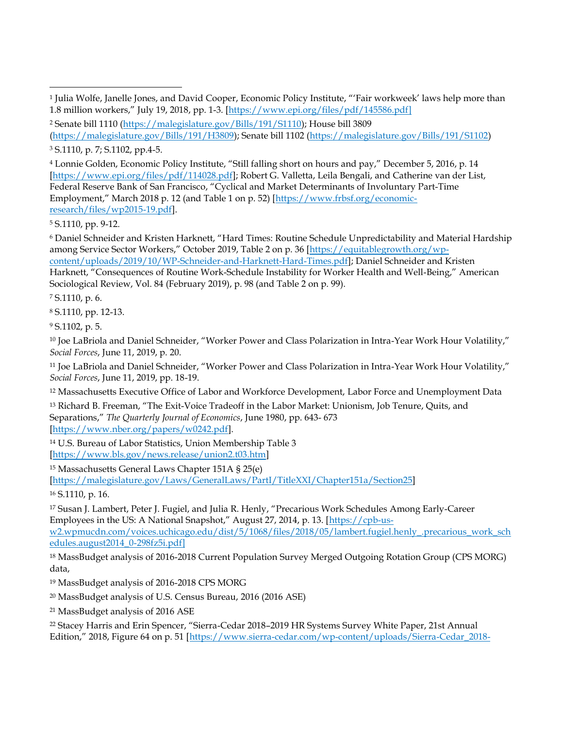[1] Julia Wolfe, Janelle Jones, and David Cooper, Economic Policy Institute, "'Fair workweek' laws help more than 1.8 million workers," July 19, 2018, pp. 1-3. [https://www.epi.org/files/pdf/145586.pdf]

[2] Senate bill 1110 (https://malegislature.gov/Bills/191/S1110); House bill 3809 (https://malegislature.gov/Bills/191/H3809); Senate bill 1102 (https://malegislature.gov/Bills/191/S1102)

[3] S.1110, p. 7; S.1102, pp.4-5.

[4] Lonnie Golden, Economic Policy Institute, "Still falling short on hours and pay," December 5, 2016, p. 14 [https://www.epi.org/files/pdf/114028.pdf]; Robert G. Valletta, Leila Bengali, and Catherine van der List, Federal Reserve Bank of San Francisco, "Cyclical and Market Determinants of Involuntary Part-Time Employment," March 2018 p. 12 (and Table 1 on p. 52) [https://www.frbsf.org/economic-research/files/wp2015-19.pdf].

[5] S.1110, pp. 9-12.

[6] Daniel Schneider and Kristen Harknett, "Hard Times: Routine Schedule Unpredictability and Material Hardship among Service Sector Workers," October 2019, Table 2 on p. 36 [https://equitablegrowth.org/wp-content/uploads/2019/10/WP-Schneider-and-Harknett-Hard-Times.pdf]; Daniel Schneider and Kristen Harknett, "Consequences of Routine Work-Schedule Instability for Worker Health and Well-Being," American Sociological Review, Vol. 84 (February 2019), p. 98 (and Table 2 on p. 99).

[7] S.1110, p. 6.

[8] S.1110, pp. 12-13.

[9] S.1102, p. 5.

[10] Joe LaBriola and Daniel Schneider, "Worker Power and Class Polarization in Intra-Year Work Hour Volatility," *Social Forces*, June 11, 2019, p. 20.

[11] Joe LaBriola and Daniel Schneider, "Worker Power and Class Polarization in Intra-Year Work Hour Volatility," *Social Forces*, June 11, 2019, pp. 18-19.

[12] Massachusetts Executive Office of Labor and Workforce Development, Labor Force and Unemployment Data

[13] Richard B. Freeman, "The Exit-Voice Tradeoff in the Labor Market: Unionism, Job Tenure, Quits, and Separations," *The Quarterly Journal of Economics*, June 1980, pp. 643- 673 [https://www.nber.org/papers/w0242.pdf].

[14] U.S. Bureau of Labor Statistics, Union Membership Table 3 [https://www.bls.gov/news.release/union2.t03.htm]

[15] Massachusetts General Laws Chapter 151A § 25(e) [https://malegislature.gov/Laws/GeneralLaws/PartI/TitleXXI/Chapter151a/Section25]

[16] S.1110, p. 16.

[17] Susan J. Lambert, Peter J. Fugiel, and Julia R. Henly, "Precarious Work Schedules Among Early-Career Employees in the US: A National Snapshot," August 27, 2014, p. 13. [https://cpb-us-w2.wpmucdn.com/voices.uchicago.edu/dist/5/1068/files/2018/05/lambert.fugiel.henly_.precarious_work_schedules.august2014_0-298fz5i.pdf]

[18] MassBudget analysis of 2016-2018 Current Population Survey Merged Outgoing Rotation Group (CPS MORG) data,

[19] MassBudget analysis of 2016-2018 CPS MORG

[20] MassBudget analysis of U.S. Census Bureau, 2016 (2016 ASE)

[21] MassBudget analysis of 2016 ASE

[22] Stacey Harris and Erin Spencer, "Sierra-Cedar 2018–2019 HR Systems Survey White Paper, 21st Annual Edition," 2018, Figure 64 on p. 51 [https://www.sierra-cedar.com/wp-content/uploads/Sierra-Cedar_2018-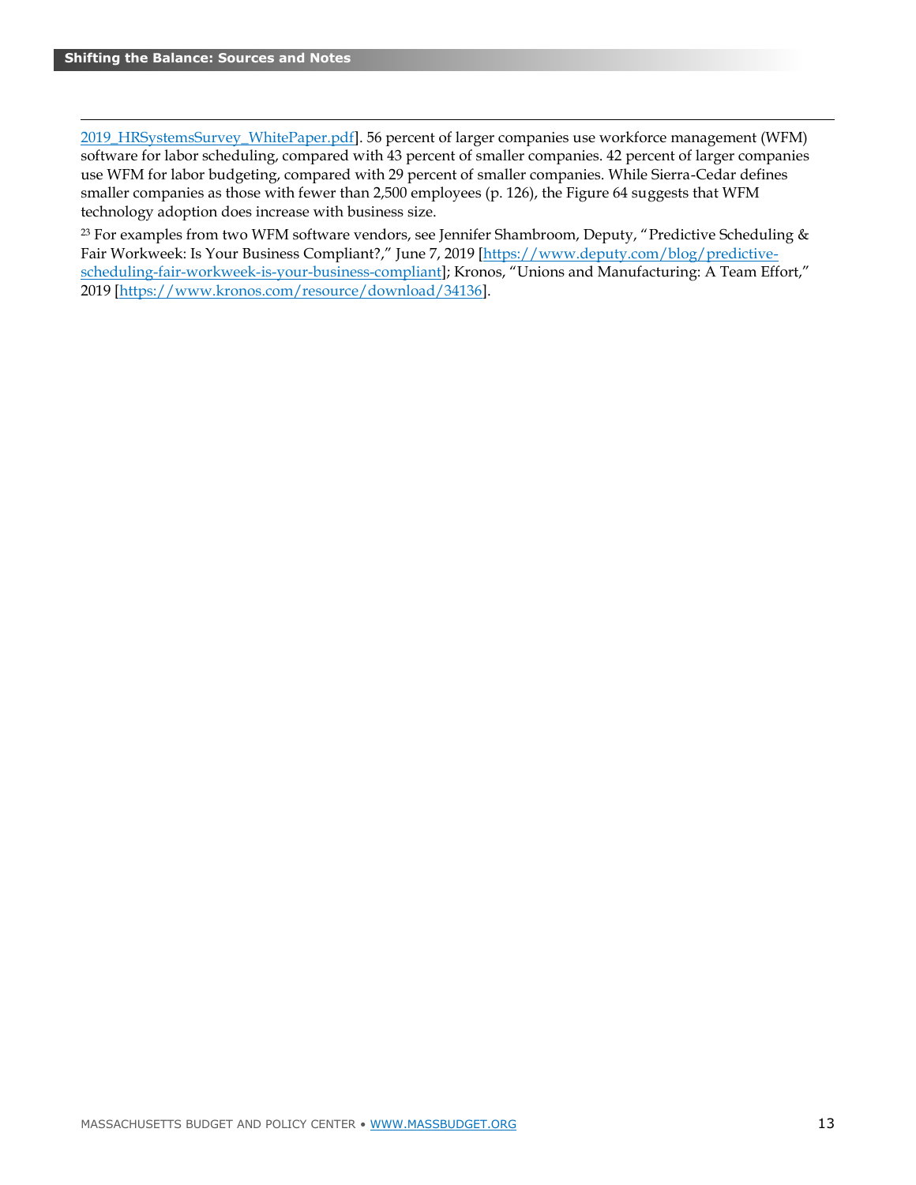2019_HRSystemsSurvey_WhitePaper.pdf]. 56 percent of larger companies use workforce management (WFM) software for labor scheduling, compared with 43 percent of smaller companies. 42 percent of larger companies use WFM for labor budgeting, compared with 29 percent of smaller companies. While Sierra-Cedar defines smaller companies as those with fewer than 2,500 employees (p. 126), the Figure 64 suggests that WFM technology adoption does increase with business size.

[23] For examples from two WFM software vendors, see Jennifer Shambroom, Deputy, "Predictive Scheduling & Fair Workweek: Is Your Business Compliant?," June 7, 2019 [https://www.deputy.com/blog/predictive-scheduling-fair-workweek-is-your-business-compliant]; Kronos, "Unions and Manufacturing: A Team Effort," 2019 [https://www.kronos.com/resource/download/34136].